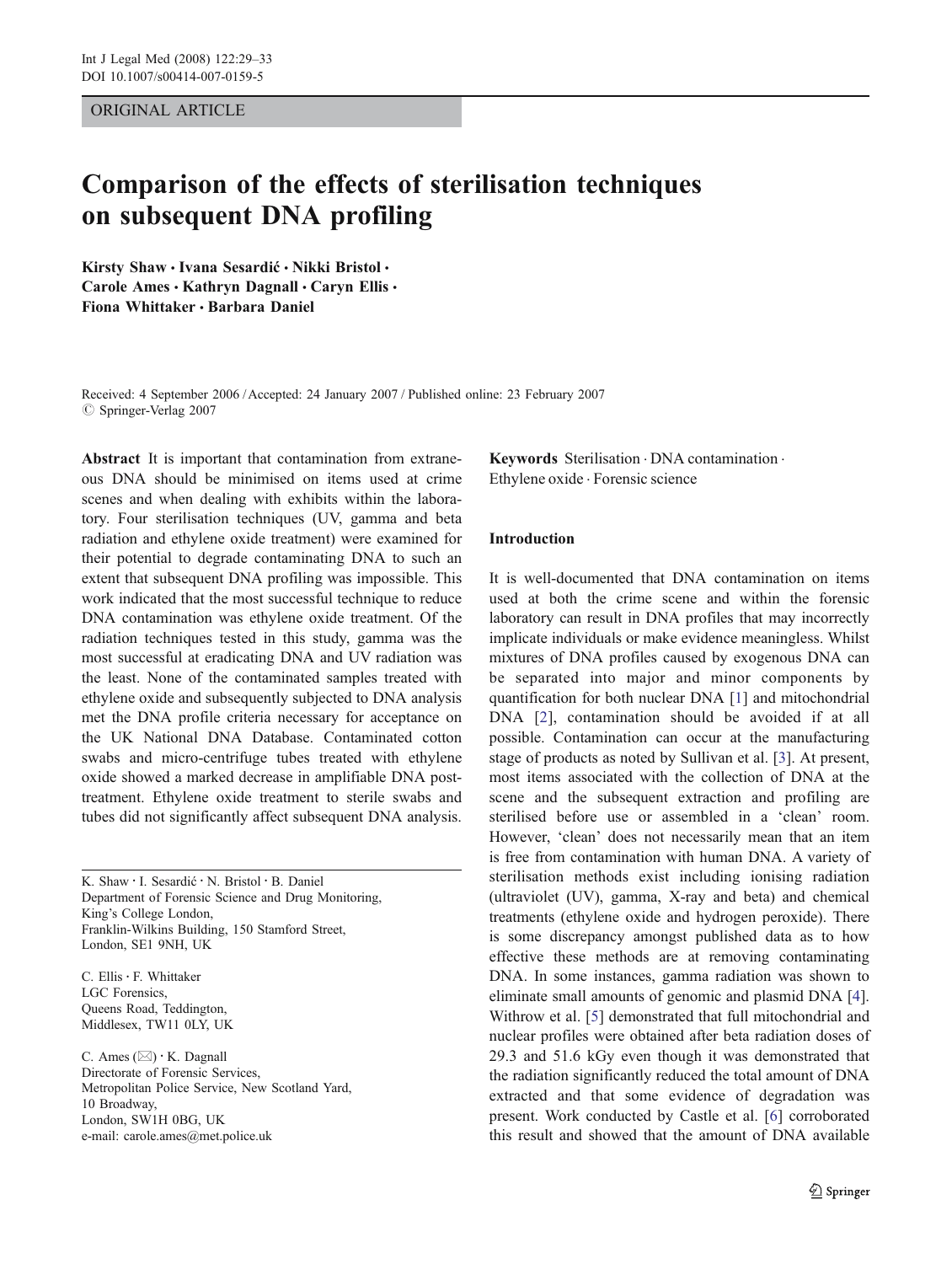ORIGINAL ARTICLE

# Comparison of the effects of sterilisation techniques on subsequent DNA profiling

**Kirsty Shaw · Ivana Sesardić · Nikki Bristol · Carole Ames · Kathryn Dagnall · Caryn Ellis · Fiona Whittaker · Barbara Daniel**

Received: 4 September 2006 / Accepted: 24 January 2007 / Published online: 23 February 2007
© Springer-Verlag 2007

**Abstract** It is important that contamination from extraneous DNA should be minimised on items used at crime scenes and when dealing with exhibits within the laboratory. Four sterilisation techniques (UV, gamma and beta radiation and ethylene oxide treatment) were examined for their potential to degrade contaminating DNA to such an extent that subsequent DNA profiling was impossible. This work indicated that the most successful technique to reduce DNA contamination was ethylene oxide treatment. Of the radiation techniques tested in this study, gamma was the most successful at eradicating DNA and UV radiation was the least. None of the contaminated samples treated with ethylene oxide and subsequently subjected to DNA analysis met the DNA profile criteria necessary for acceptance on the UK National DNA Database. Contaminated cotton swabs and micro-centrifuge tubes treated with ethylene oxide showed a marked decrease in amplifiable DNA post-treatment. Ethylene oxide treatment to sterile swabs and tubes did not significantly affect subsequent DNA analysis.

K. Shaw · I. Sesardić · N. Bristol · B. Daniel
Department of Forensic Science and Drug Monitoring,
King's College London,
Franklin-Wilkins Building, 150 Stamford Street,
London, SE1 9NH, UK

C. Ellis · F. Whittaker
LGC Forensics,
Queens Road, Teddington,
Middlesex, TW11 0LY, UK

C. Ames (✉) · K. Dagnall
Directorate of Forensic Services,
Metropolitan Police Service, New Scotland Yard,
10 Broadway,
London, SW1H 0BG, UK
e-mail: carole.ames@met.police.uk

**Keywords** Sterilisation · DNA contamination · Ethylene oxide · Forensic science

## Introduction

It is well-documented that DNA contamination on items used at both the crime scene and within the forensic laboratory can result in DNA profiles that may incorrectly implicate individuals or make evidence meaningless. Whilst mixtures of DNA profiles caused by exogenous DNA can be separated into major and minor components by quantification for both nuclear DNA [1] and mitochondrial DNA [2], contamination should be avoided if at all possible. Contamination can occur at the manufacturing stage of products as noted by Sullivan et al. [3]. At present, most items associated with the collection of DNA at the scene and the subsequent extraction and profiling are sterilised before use or assembled in a 'clean' room. However, 'clean' does not necessarily mean that an item is free from contamination with human DNA. A variety of sterilisation methods exist including ionising radiation (ultraviolet (UV), gamma, X-ray and beta) and chemical treatments (ethylene oxide and hydrogen peroxide). There is some discrepancy amongst published data as to how effective these methods are at removing contaminating DNA. In some instances, gamma radiation was shown to eliminate small amounts of genomic and plasmid DNA [4]. Withrow et al. [5] demonstrated that full mitochondrial and nuclear profiles were obtained after beta radiation doses of 29.3 and 51.6 kGy even though it was demonstrated that the radiation significantly reduced the total amount of DNA extracted and that some evidence of degradation was present. Work conducted by Castle et al. [6] corroborated this result and showed that the amount of DNA available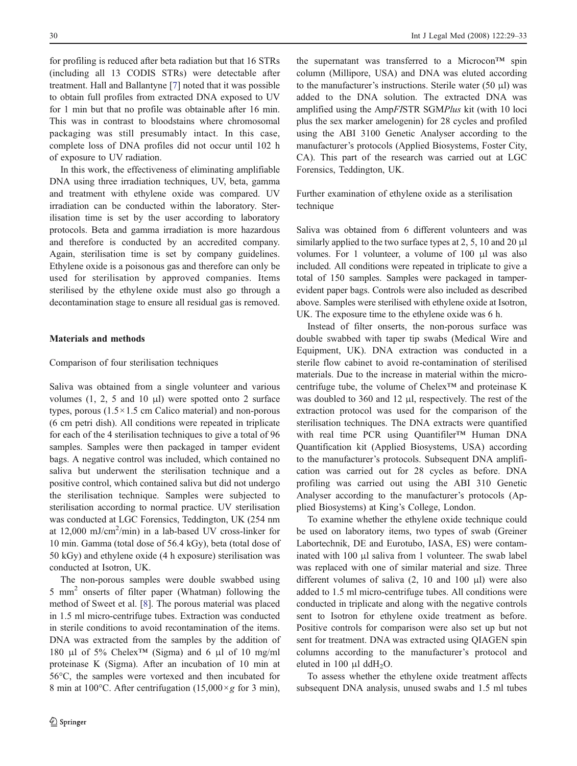for profiling is reduced after beta radiation but that 16 STRs (including all 13 CODIS STRs) were detectable after treatment. Hall and Ballantyne [7] noted that it was possible to obtain full profiles from extracted DNA exposed to UV for 1 min but that no profile was obtainable after 16 min. This was in contrast to bloodstains where chromosomal packaging was still presumably intact. In this case, complete loss of DNA profiles did not occur until 102 h of exposure to UV radiation.

In this work, the effectiveness of eliminating amplifiable DNA using three irradiation techniques, UV, beta, gamma and treatment with ethylene oxide was compared. UV irradiation can be conducted within the laboratory. Sterilisation time is set by the user according to laboratory protocols. Beta and gamma irradiation is more hazardous and therefore is conducted by an accredited company. Again, sterilisation time is set by company guidelines. Ethylene oxide is a poisonous gas and therefore can only be used for sterilisation by approved companies. Items sterilised by the ethylene oxide must also go through a decontamination stage to ensure all residual gas is removed.

## Materials and methods

### Comparison of four sterilisation techniques

Saliva was obtained from a single volunteer and various volumes (1, 2, 5 and 10 μl) were spotted onto 2 surface types, porous ($1.5\times1.5$ cm Calico material) and non-porous (6 cm petri dish). All conditions were repeated in triplicate for each of the 4 sterilisation techniques to give a total of 96 samples. Samples were then packaged in tamper evident bags. A negative control was included, which contained no saliva but underwent the sterilisation technique and a positive control, which contained saliva but did not undergo the sterilisation technique. Samples were subjected to sterilisation according to normal practice. UV sterilisation was conducted at LGC Forensics, Teddington, UK (254 nm at 12,000 mJ/cm$^2$/min) in a lab-based UV cross-linker for 10 min. Gamma (total dose of 56.4 kGy), beta (total dose of 50 kGy) and ethylene oxide (4 h exposure) sterilisation was conducted at Isotron, UK.

The non-porous samples were double swabbed using 5 mm$^2$ onserts of filter paper (Whatman) following the method of Sweet et al. [8]. The porous material was placed in 1.5 ml micro-centrifuge tubes. Extraction was conducted in sterile conditions to avoid recontamination of the items. DNA was extracted from the samples by the addition of 180 μl of 5% Chelex™ (Sigma) and 6 μl of 10 mg/ml proteinase K (Sigma). After an incubation of 10 min at 56°C, the samples were vortexed and then incubated for 8 min at 100°C. After centrifugation ($15{,}000\times g$ for 3 min), the supernatant was transferred to a Microcon™ spin column (Millipore, USA) and DNA was eluted according to the manufacturer's instructions. Sterile water (50 μl) was added to the DNA solution. The extracted DNA was amplified using the Amp*Fl*STR SGM*Plus* kit (with 10 loci plus the sex marker amelogenin) for 28 cycles and profiled using the ABI 3100 Genetic Analyser according to the manufacturer's protocols (Applied Biosystems, Foster City, CA). This part of the research was carried out at LGC Forensics, Teddington, UK.

### Further examination of ethylene oxide as a sterilisation technique

Saliva was obtained from 6 different volunteers and was similarly applied to the two surface types at 2, 5, 10 and 20 μl volumes. For 1 volunteer, a volume of 100 μl was also included. All conditions were repeated in triplicate to give a total of 150 samples. Samples were packaged in tamper-evident paper bags. Controls were also included as described above. Samples were sterilised with ethylene oxide at Isotron, UK. The exposure time to the ethylene oxide was 6 h.

Instead of filter onserts, the non-porous surface was double swabbed with taper tip swabs (Medical Wire and Equipment, UK). DNA extraction was conducted in a sterile flow cabinet to avoid re-contamination of sterilised materials. Due to the increase in material within the micro-centrifuge tube, the volume of Chelex™ and proteinase K was doubled to 360 and 12 μl, respectively. The rest of the extraction protocol was used for the comparison of the sterilisation techniques. The DNA extracts were quantified with real time PCR using Quantifiler™ Human DNA Quantification kit (Applied Biosystems, USA) according to the manufacturer's protocols. Subsequent DNA amplification was carried out for 28 cycles as before. DNA profiling was carried out using the ABI 310 Genetic Analyser according to the manufacturer's protocols (Applied Biosystems) at King's College, London.

To examine whether the ethylene oxide technique could be used on laboratory items, two types of swab (Greiner Labortechnik, DE and Eurotubo, IASA, ES) were contaminated with 100 μl saliva from 1 volunteer. The swab label was replaced with one of similar material and size. Three different volumes of saliva (2, 10 and 100 μl) were also added to 1.5 ml micro-centrifuge tubes. All conditions were conducted in triplicate and along with the negative controls sent to Isotron for ethylene oxide treatment as before. Positive controls for comparison were also set up but not sent for treatment. DNA was extracted using QIAGEN spin columns according to the manufacturer's protocol and eluted in 100 μl dd$H_2O$.

To assess whether the ethylene oxide treatment affects subsequent DNA analysis, unused swabs and 1.5 ml tubes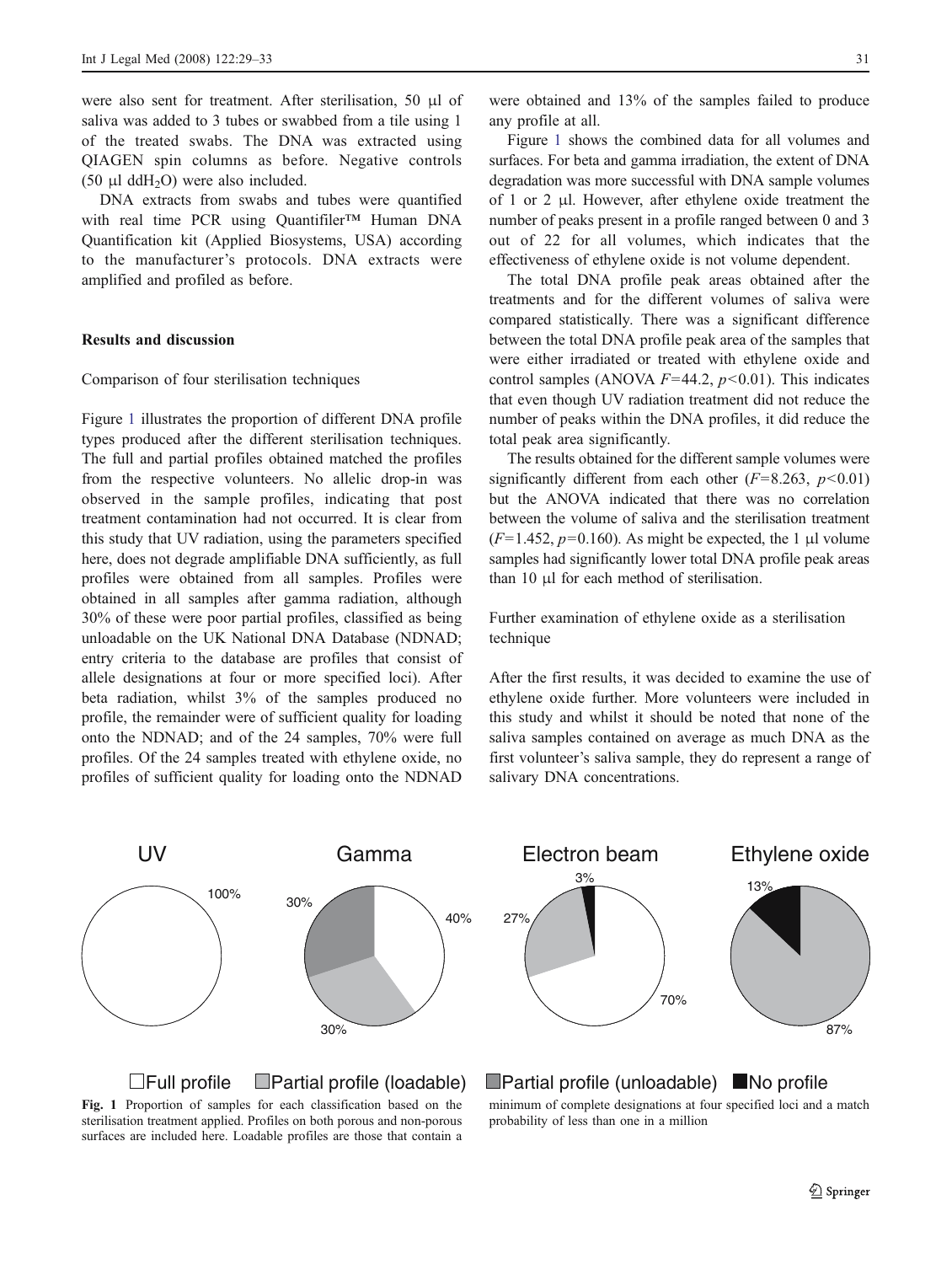were also sent for treatment. After sterilisation, 50 µl of saliva was added to 3 tubes or swabbed from a tile using 1 of the treated swabs. The DNA was extracted using QIAGEN spin columns as before. Negative controls (50 µl dd$H_2O$) were also included.

DNA extracts from swabs and tubes were quantified with real time PCR using Quantifiler™ Human DNA Quantification kit (Applied Biosystems, USA) according to the manufacturer's protocols. DNA extracts were amplified and profiled as before.

## Results and discussion

### Comparison of four sterilisation techniques

Figure 1 illustrates the proportion of different DNA profile types produced after the different sterilisation techniques. The full and partial profiles obtained matched the profiles from the respective volunteers. No allelic drop-in was observed in the sample profiles, indicating that post treatment contamination had not occurred. It is clear from this study that UV radiation, using the parameters specified here, does not degrade amplifiable DNA sufficiently, as full profiles were obtained from all samples. Profiles were obtained in all samples after gamma radiation, although 30% of these were poor partial profiles, classified as being unloadable on the UK National DNA Database (NDNAD; entry criteria to the database are profiles that consist of allele designations at four or more specified loci). After beta radiation, whilst 3% of the samples produced no profile, the remainder were of sufficient quality for loading onto the NDNAD; and of the 24 samples, 70% were full profiles. Of the 24 samples treated with ethylene oxide, no profiles of sufficient quality for loading onto the NDNAD were obtained and 13% of the samples failed to produce any profile at all.

Figure 1 shows the combined data for all volumes and surfaces. For beta and gamma irradiation, the extent of DNA degradation was more successful with DNA sample volumes of 1 or 2 µl. However, after ethylene oxide treatment the number of peaks present in a profile ranged between 0 and 3 out of 22 for all volumes, which indicates that the effectiveness of ethylene oxide is not volume dependent.

The total DNA profile peak areas obtained after the treatments and for the different volumes of saliva were compared statistically. There was a significant difference between the total DNA profile peak area of the samples that were either irradiated or treated with ethylene oxide and control samples (ANOVA $F=44.2$, $p<0.01$). This indicates that even though UV radiation treatment did not reduce the number of peaks within the DNA profiles, it did reduce the total peak area significantly.

The results obtained for the different sample volumes were significantly different from each other ($F=8.263$, $p<0.01$) but the ANOVA indicated that there was no correlation between the volume of saliva and the sterilisation treatment ($F=1.452$, $p=0.160$). As might be expected, the 1 µl volume samples had significantly lower total DNA profile peak areas than 10 µl for each method of sterilisation.

### Further examination of ethylene oxide as a sterilisation technique

After the first results, it was decided to examine the use of ethylene oxide further. More volunteers were included in this study and whilst it should be noted that none of the saliva samples contained on average as much DNA as the first volunteer's saliva sample, they do represent a range of salivary DNA concentrations.

| | UV | Gamma | Electron beam | Ethylene oxide |
|---|---|---|---|---|
| Full profile | 100% | 40% | 70% | |
| Partial profile (loadable) | | 30% | 27% | 87% |
| Partial profile (unloadable) | | 30% | | |
| No profile | | | 3% | 13% |

**Fig. 1** Proportion of samples for each classification based on the sterilisation treatment applied. Profiles on both porous and non-porous surfaces are included here. Loadable profiles are those that contain a minimum of complete designations at four specified loci and a match probability of less than one in a million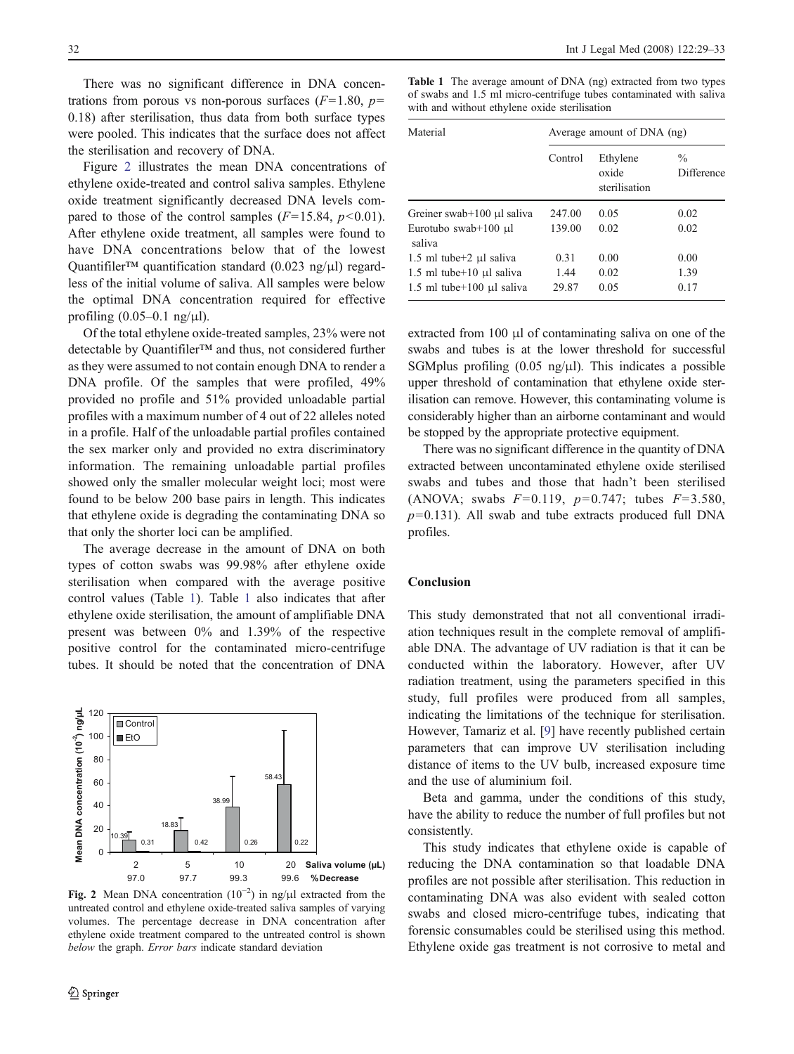There was no significant difference in DNA concentrations from porous vs non-porous surfaces ($F=1.80$, $p=0.18$) after sterilisation, thus data from both surface types were pooled. This indicates that the surface does not affect the sterilisation and recovery of DNA.

Figure 2 illustrates the mean DNA concentrations of ethylene oxide-treated and control saliva samples. Ethylene oxide treatment significantly decreased DNA levels compared to those of the control samples ($F=15.84$, $p<0.01$). After ethylene oxide treatment, all samples were found to have DNA concentrations below that of the lowest Quantifiler™ quantification standard (0.023 ng/μl) regardless of the initial volume of saliva. All samples were below the optimal DNA concentration required for effective profiling (0.05–0.1 ng/μl).

Of the total ethylene oxide-treated samples, 23% were not detectable by Quantifiler™ and thus, not considered further as they were assumed to not contain enough DNA to render a DNA profile. Of the samples that were profiled, 49% provided no profile and 51% provided unloadable partial profiles with a maximum number of 4 out of 22 alleles noted in a profile. Half of the unloadable partial profiles contained the sex marker only and provided no extra discriminatory information. The remaining unloadable partial profiles showed only the smaller molecular weight loci; most were found to be below 200 base pairs in length. This indicates that ethylene oxide is degrading the contaminating DNA so that only the shorter loci can be amplified.

The average decrease in the amount of DNA on both types of cotton swabs was 99.98% after ethylene oxide sterilisation when compared with the average positive control values (Table 1). Table 1 also indicates that after ethylene oxide sterilisation, the amount of amplifiable DNA present was between 0% and 1.39% of the respective positive control for the contaminated micro-centrifuge tubes. It should be noted that the concentration of DNA extracted from 100 μl of contaminating saliva on one of the swabs and tubes is at the lower threshold for successful SGMplus profiling (0.05 ng/μl). This indicates a possible upper threshold of contamination that ethylene oxide sterilisation can remove. However, this contaminating volume is considerably higher than an airborne contaminant and would be stopped by the appropriate protective equipment.

Fig. 2 Mean DNA concentration ($10^{-2}$) in ng/μl extracted from the untreated control and ethylene oxide-treated saliva samples of varying volumes. The percentage decrease in DNA concentration after ethylene oxide treatment compared to the untreated control is shown *below* the graph. *Error bars* indicate standard deviation

**Table 1** The average amount of DNA (ng) extracted from two types of swabs and 1.5 ml micro-centrifuge tubes contaminated with saliva with and without ethylene oxide sterilisation

| Material | Average amount of DNA (ng) | | |
|---|---|---|---|
| | Control | Ethylene oxide sterilisation | % Difference |
| Greiner swab+100 μl saliva | 247.00 | 0.05 | 0.02 |
| Eurotubo swab+100 μl saliva | 139.00 | 0.02 | 0.02 |
| 1.5 ml tube+2 μl saliva | 0.31 | 0.00 | 0.00 |
| 1.5 ml tube+10 μl saliva | 1.44 | 0.02 | 1.39 |
| 1.5 ml tube+100 μl saliva | 29.87 | 0.05 | 0.17 |

There was no significant difference in the quantity of DNA extracted between uncontaminated ethylene oxide sterilised swabs and tubes and those that hadn't been sterilised (ANOVA; swabs $F=0.119$, $p=0.747$; tubes $F=3.580$, $p=0.131$). All swab and tube extracts produced full DNA profiles.

## Conclusion

This study demonstrated that not all conventional irradiation techniques result in the complete removal of amplifiable DNA. The advantage of UV radiation is that it can be conducted within the laboratory. However, after UV radiation treatment, using the parameters specified in this study, full profiles were produced from all samples, indicating the limitations of the technique for sterilisation. However, Tamariz et al. [9] have recently published certain parameters that can improve UV sterilisation including distance of items to the UV bulb, increased exposure time and the use of aluminium foil.

Beta and gamma, under the conditions of this study, have the ability to reduce the number of full profiles but not consistently.

This study indicates that ethylene oxide is capable of reducing the DNA contamination so that loadable DNA profiles are not possible after sterilisation. This reduction in contaminating DNA was also evident with sealed cotton swabs and closed micro-centrifuge tubes, indicating that forensic consumables could be sterilised using this method. Ethylene oxide gas treatment is not corrosive to metal and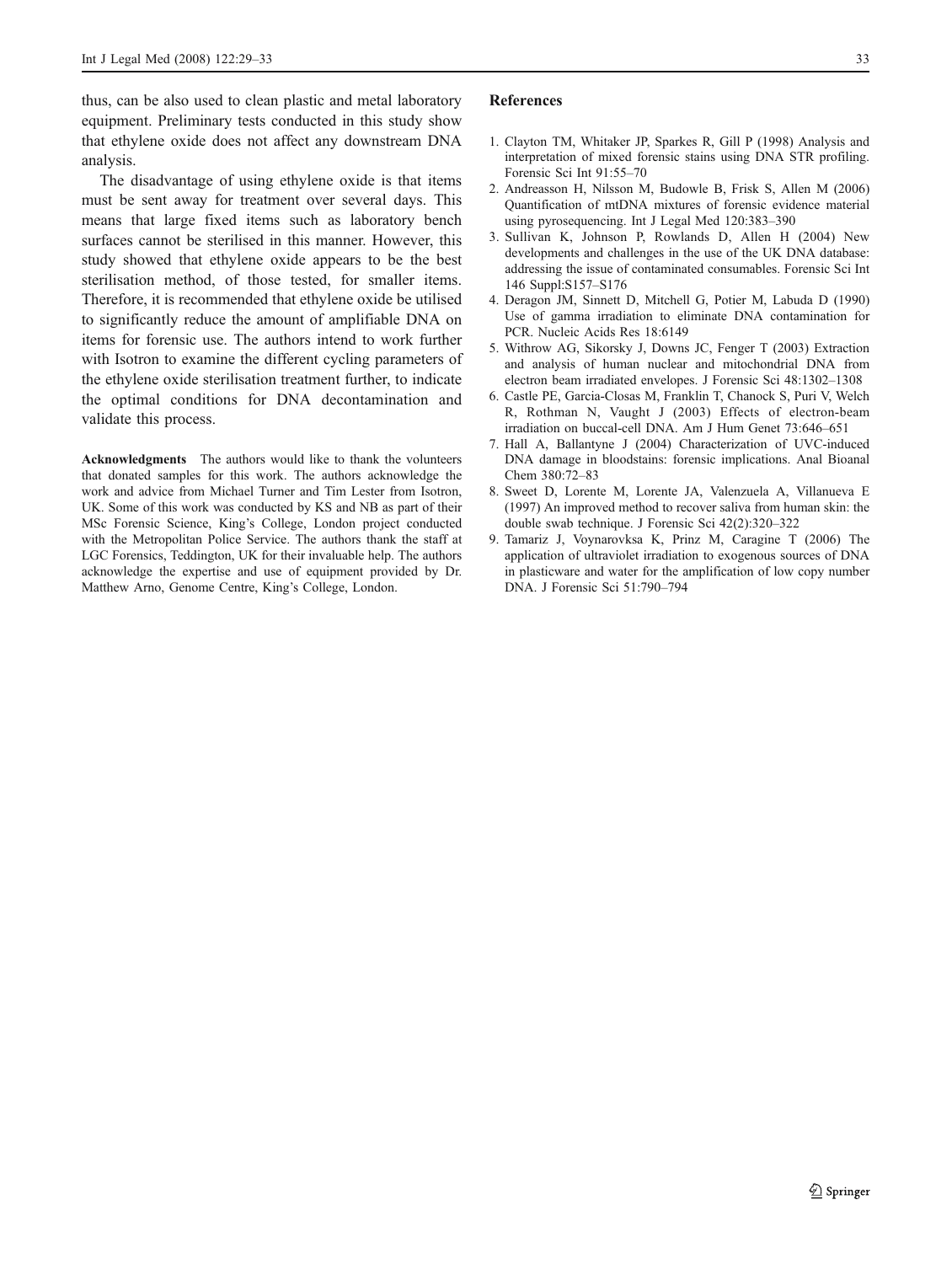thus, can be also used to clean plastic and metal laboratory equipment. Preliminary tests conducted in this study show that ethylene oxide does not affect any downstream DNA analysis.

The disadvantage of using ethylene oxide is that items must be sent away for treatment over several days. This means that large fixed items such as laboratory bench surfaces cannot be sterilised in this manner. However, this study showed that ethylene oxide appears to be the best sterilisation method, of those tested, for smaller items. Therefore, it is recommended that ethylene oxide be utilised to significantly reduce the amount of amplifiable DNA on items for forensic use. The authors intend to work further with Isotron to examine the different cycling parameters of the ethylene oxide sterilisation treatment further, to indicate the optimal conditions for DNA decontamination and validate this process.

**Acknowledgments** The authors would like to thank the volunteers that donated samples for this work. The authors acknowledge the work and advice from Michael Turner and Tim Lester from Isotron, UK. Some of this work was conducted by KS and NB as part of their MSc Forensic Science, King's College, London project conducted with the Metropolitan Police Service. The authors thank the staff at LGC Forensics, Teddington, UK for their invaluable help. The authors acknowledge the expertise and use of equipment provided by Dr. Matthew Arno, Genome Centre, King's College, London.

## References

1. Clayton TM, Whitaker JP, Sparkes R, Gill P (1998) Analysis and interpretation of mixed forensic stains using DNA STR profiling. Forensic Sci Int 91:55–70
2. Andreasson H, Nilsson M, Budowle B, Frisk S, Allen M (2006) Quantification of mtDNA mixtures of forensic evidence material using pyrosequencing. Int J Legal Med 120:383–390
3. Sullivan K, Johnson P, Rowlands D, Allen H (2004) New developments and challenges in the use of the UK DNA database: addressing the issue of contaminated consumables. Forensic Sci Int 146 Suppl:S157–S176
4. Deragon JM, Sinnett D, Mitchell G, Potier M, Labuda D (1990) Use of gamma irradiation to eliminate DNA contamination for PCR. Nucleic Acids Res 18:6149
5. Withrow AG, Sikorsky J, Downs JC, Fenger T (2003) Extraction and analysis of human nuclear and mitochondrial DNA from electron beam irradiated envelopes. J Forensic Sci 48:1302–1308
6. Castle PE, Garcia-Closas M, Franklin T, Chanock S, Puri V, Welch R, Rothman N, Vaught J (2003) Effects of electron-beam irradiation on buccal-cell DNA. Am J Hum Genet 73:646–651
7. Hall A, Ballantyne J (2004) Characterization of UVC-induced DNA damage in bloodstains: forensic implications. Anal Bioanal Chem 380:72–83
8. Sweet D, Lorente M, Lorente JA, Valenzuela A, Villanueva E (1997) An improved method to recover saliva from human skin: the double swab technique. J Forensic Sci 42(2):320–322
9. Tamariz J, Voynarovksa K, Prinz M, Caragine T (2006) The application of ultraviolet irradiation to exogenous sources of DNA in plasticware and water for the amplification of low copy number DNA. J Forensic Sci 51:790–794